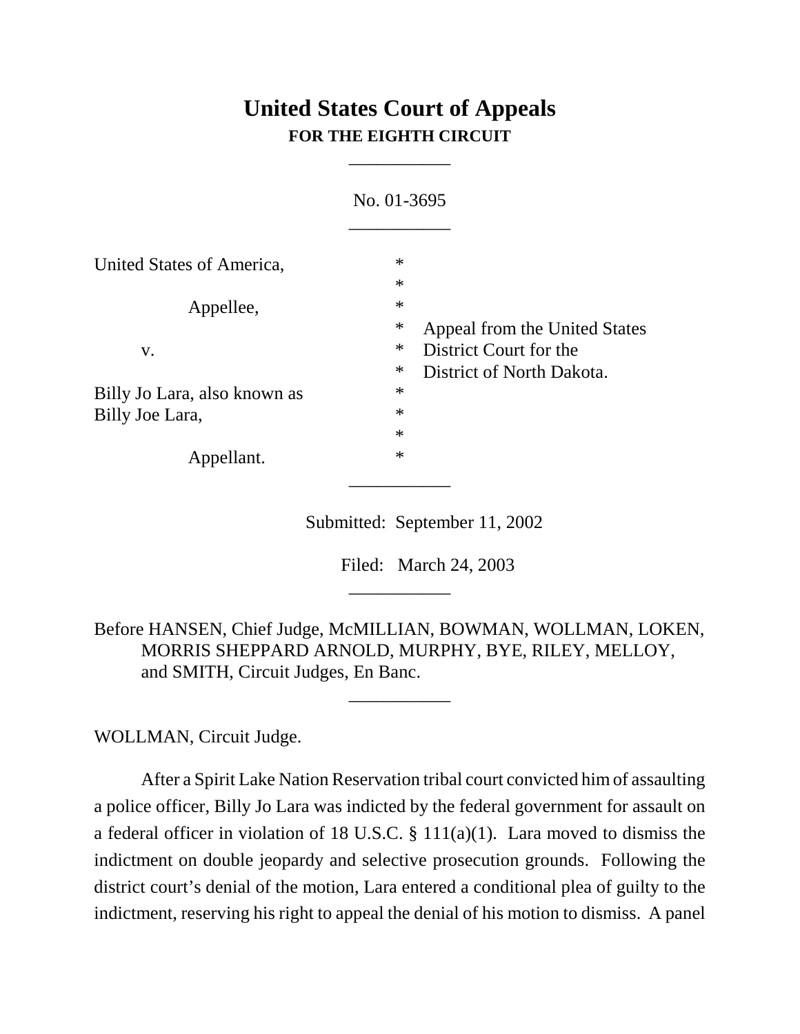# United States Court of Appeals
**FOR THE EIGHTH CIRCUIT**

\_\_\_\_\_\_\_\_\_\_\_

No. 01-3695

\_\_\_\_\_\_\_\_\_\_\_

| | | |
|---|---|---|
| United States of America, | * | |
| | * | |
| Appellee, | * | |
| | * | Appeal from the United States |
| v. | * | District Court for the |
| | * | District of North Dakota. |
| Billy Jo Lara, also known as | * | |
| Billy Joe Lara, | * | |
| | * | |
| Appellant. | * | |

\_\_\_\_\_\_\_\_\_\_\_

Submitted: September 11, 2002

Filed: March 24, 2003

\_\_\_\_\_\_\_\_\_\_\_

Before HANSEN, Chief Judge, McMILLIAN, BOWMAN, WOLLMAN, LOKEN, MORRIS SHEPPARD ARNOLD, MURPHY, BYE, RILEY, MELLOY, and SMITH, Circuit Judges, En Banc.

\_\_\_\_\_\_\_\_\_\_\_

WOLLMAN, Circuit Judge.

After a Spirit Lake Nation Reservation tribal court convicted him of assaulting a police officer, Billy Jo Lara was indicted by the federal government for assault on a federal officer in violation of 18 U.S.C. § 111(a)(1). Lara moved to dismiss the indictment on double jeopardy and selective prosecution grounds. Following the district court's denial of the motion, Lara entered a conditional plea of guilty to the indictment, reserving his right to appeal the denial of his motion to dismiss. A panel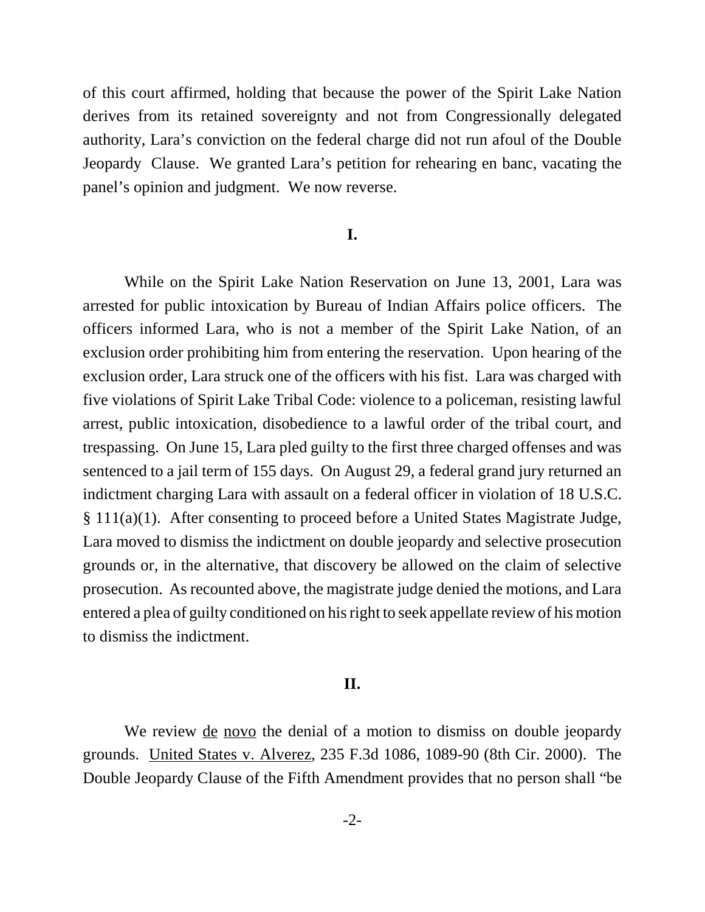of this court affirmed, holding that because the power of the Spirit Lake Nation derives from its retained sovereignty and not from Congressionally delegated authority, Lara's conviction on the federal charge did not run afoul of the Double Jeopardy Clause. We granted Lara's petition for rehearing en banc, vacating the panel's opinion and judgment. We now reverse.

## I.

While on the Spirit Lake Nation Reservation on June 13, 2001, Lara was arrested for public intoxication by Bureau of Indian Affairs police officers. The officers informed Lara, who is not a member of the Spirit Lake Nation, of an exclusion order prohibiting him from entering the reservation. Upon hearing of the exclusion order, Lara struck one of the officers with his fist. Lara was charged with five violations of Spirit Lake Tribal Code: violence to a policeman, resisting lawful arrest, public intoxication, disobedience to a lawful order of the tribal court, and trespassing. On June 15, Lara pled guilty to the first three charged offenses and was sentenced to a jail term of 155 days. On August 29, a federal grand jury returned an indictment charging Lara with assault on a federal officer in violation of 18 U.S.C. § 111(a)(1). After consenting to proceed before a United States Magistrate Judge, Lara moved to dismiss the indictment on double jeopardy and selective prosecution grounds or, in the alternative, that discovery be allowed on the claim of selective prosecution. As recounted above, the magistrate judge denied the motions, and Lara entered a plea of guilty conditioned on his right to seek appellate review of his motion to dismiss the indictment.

## II.

We review de novo the denial of a motion to dismiss on double jeopardy grounds. United States v. Alverez, 235 F.3d 1086, 1089-90 (8th Cir. 2000). The Double Jeopardy Clause of the Fifth Amendment provides that no person shall "be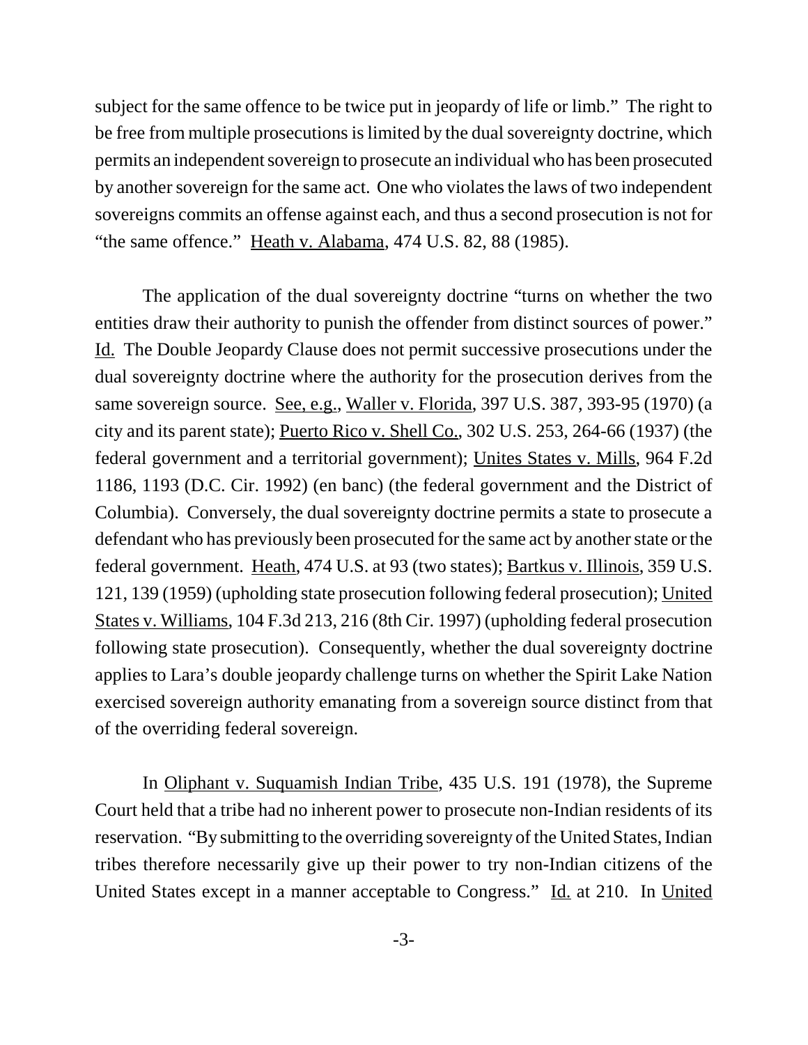subject for the same offence to be twice put in jeopardy of life or limb." The right to be free from multiple prosecutions is limited by the dual sovereignty doctrine, which permits an independent sovereign to prosecute an individual who has been prosecuted by another sovereign for the same act. One who violates the laws of two independent sovereigns commits an offense against each, and thus a second prosecution is not for "the same offence." Heath v. Alabama, 474 U.S. 82, 88 (1985).

The application of the dual sovereignty doctrine "turns on whether the two entities draw their authority to punish the offender from distinct sources of power." Id. The Double Jeopardy Clause does not permit successive prosecutions under the dual sovereignty doctrine where the authority for the prosecution derives from the same sovereign source. See, e.g., Waller v. Florida, 397 U.S. 387, 393-95 (1970) (a city and its parent state); Puerto Rico v. Shell Co., 302 U.S. 253, 264-66 (1937) (the federal government and a territorial government); Unites States v. Mills, 964 F.2d 1186, 1193 (D.C. Cir. 1992) (en banc) (the federal government and the District of Columbia). Conversely, the dual sovereignty doctrine permits a state to prosecute a defendant who has previously been prosecuted for the same act by another state or the federal government. Heath, 474 U.S. at 93 (two states); Bartkus v. Illinois, 359 U.S. 121, 139 (1959) (upholding state prosecution following federal prosecution); United States v. Williams, 104 F.3d 213, 216 (8th Cir. 1997) (upholding federal prosecution following state prosecution). Consequently, whether the dual sovereignty doctrine applies to Lara's double jeopardy challenge turns on whether the Spirit Lake Nation exercised sovereign authority emanating from a sovereign source distinct from that of the overriding federal sovereign.

In Oliphant v. Suquamish Indian Tribe, 435 U.S. 191 (1978), the Supreme Court held that a tribe had no inherent power to prosecute non-Indian residents of its reservation. "By submitting to the overriding sovereignty of the United States, Indian tribes therefore necessarily give up their power to try non-Indian citizens of the United States except in a manner acceptable to Congress." Id. at 210. In United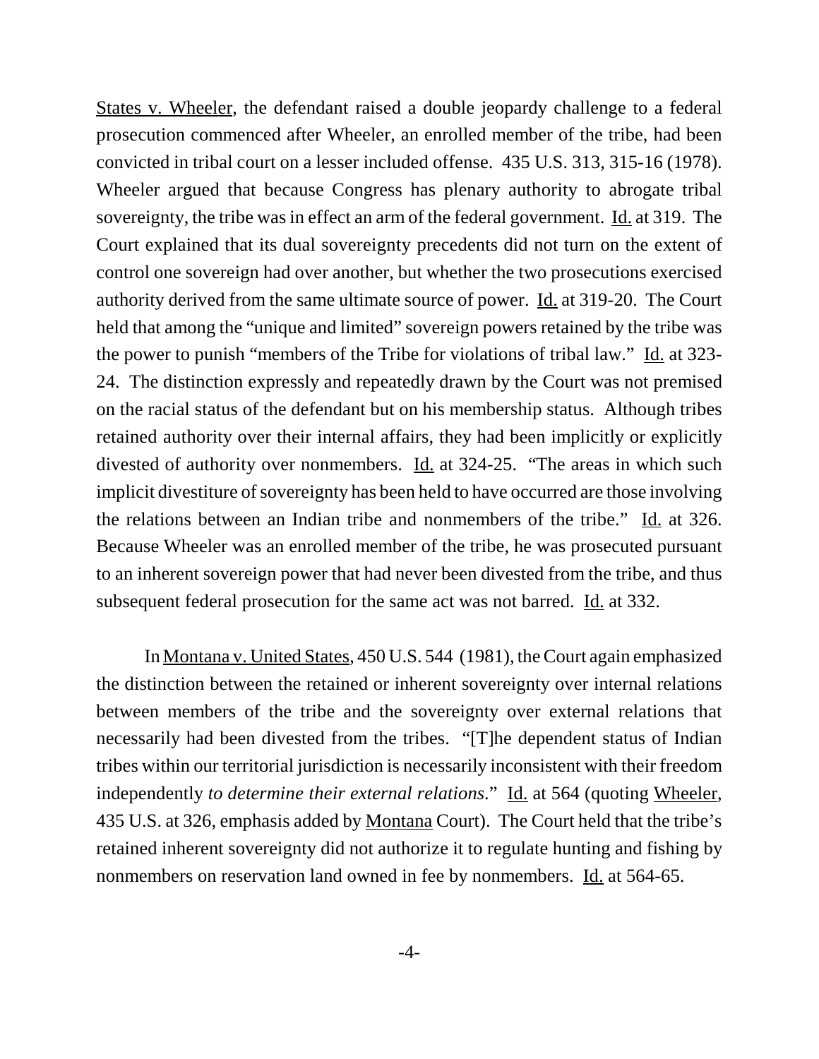States v. Wheeler, the defendant raised a double jeopardy challenge to a federal prosecution commenced after Wheeler, an enrolled member of the tribe, had been convicted in tribal court on a lesser included offense. 435 U.S. 313, 315-16 (1978). Wheeler argued that because Congress has plenary authority to abrogate tribal sovereignty, the tribe was in effect an arm of the federal government. Id. at 319. The Court explained that its dual sovereignty precedents did not turn on the extent of control one sovereign had over another, but whether the two prosecutions exercised authority derived from the same ultimate source of power. Id. at 319-20. The Court held that among the "unique and limited" sovereign powers retained by the tribe was the power to punish "members of the Tribe for violations of tribal law." Id. at 323-24. The distinction expressly and repeatedly drawn by the Court was not premised on the racial status of the defendant but on his membership status. Although tribes retained authority over their internal affairs, they had been implicitly or explicitly divested of authority over nonmembers. Id. at 324-25. "The areas in which such implicit divestiture of sovereignty has been held to have occurred are those involving the relations between an Indian tribe and nonmembers of the tribe." Id. at 326. Because Wheeler was an enrolled member of the tribe, he was prosecuted pursuant to an inherent sovereign power that had never been divested from the tribe, and thus subsequent federal prosecution for the same act was not barred. Id. at 332.

In Montana v. United States, 450 U.S. 544 (1981), the Court again emphasized the distinction between the retained or inherent sovereignty over internal relations between members of the tribe and the sovereignty over external relations that necessarily had been divested from the tribes. "[T]he dependent status of Indian tribes within our territorial jurisdiction is necessarily inconsistent with their freedom independently *to determine their external relations*." Id. at 564 (quoting Wheeler, 435 U.S. at 326, emphasis added by Montana Court). The Court held that the tribe's retained inherent sovereignty did not authorize it to regulate hunting and fishing by nonmembers on reservation land owned in fee by nonmembers. Id. at 564-65.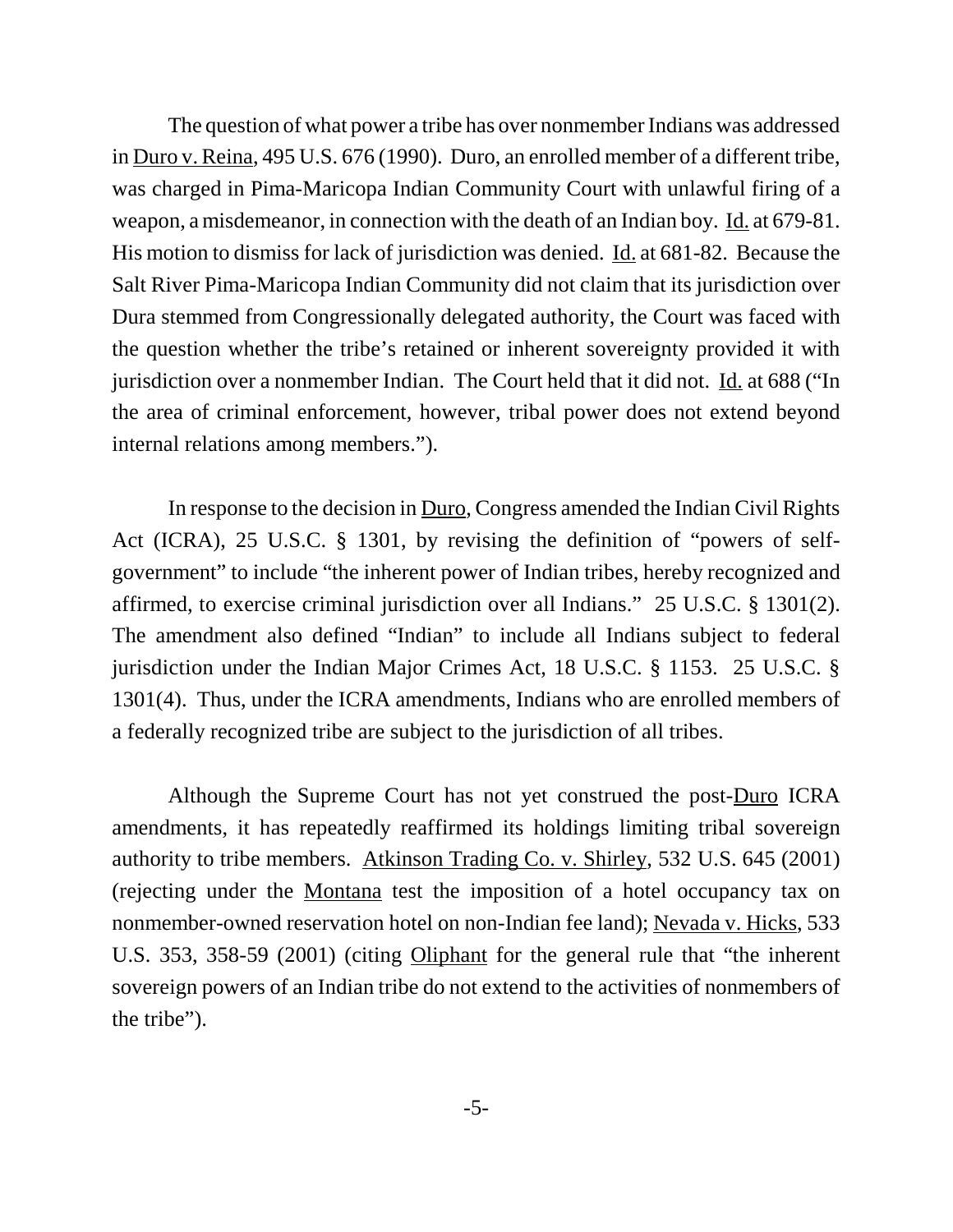The question of what power a tribe has over nonmember Indians was addressed in Duro v. Reina, 495 U.S. 676 (1990). Duro, an enrolled member of a different tribe, was charged in Pima-Maricopa Indian Community Court with unlawful firing of a weapon, a misdemeanor, in connection with the death of an Indian boy. Id. at 679-81. His motion to dismiss for lack of jurisdiction was denied. Id. at 681-82. Because the Salt River Pima-Maricopa Indian Community did not claim that its jurisdiction over Dura stemmed from Congressionally delegated authority, the Court was faced with the question whether the tribe's retained or inherent sovereignty provided it with jurisdiction over a nonmember Indian. The Court held that it did not. Id. at 688 ("In the area of criminal enforcement, however, tribal power does not extend beyond internal relations among members.").

In response to the decision in Duro, Congress amended the Indian Civil Rights Act (ICRA), 25 U.S.C. § 1301, by revising the definition of "powers of self-government" to include "the inherent power of Indian tribes, hereby recognized and affirmed, to exercise criminal jurisdiction over all Indians." 25 U.S.C. § 1301(2). The amendment also defined "Indian" to include all Indians subject to federal jurisdiction under the Indian Major Crimes Act, 18 U.S.C. § 1153. 25 U.S.C. § 1301(4). Thus, under the ICRA amendments, Indians who are enrolled members of a federally recognized tribe are subject to the jurisdiction of all tribes.

Although the Supreme Court has not yet construed the post-Duro ICRA amendments, it has repeatedly reaffirmed its holdings limiting tribal sovereign authority to tribe members. Atkinson Trading Co. v. Shirley, 532 U.S. 645 (2001) (rejecting under the Montana test the imposition of a hotel occupancy tax on nonmember-owned reservation hotel on non-Indian fee land); Nevada v. Hicks, 533 U.S. 353, 358-59 (2001) (citing Oliphant for the general rule that "the inherent sovereign powers of an Indian tribe do not extend to the activities of nonmembers of the tribe").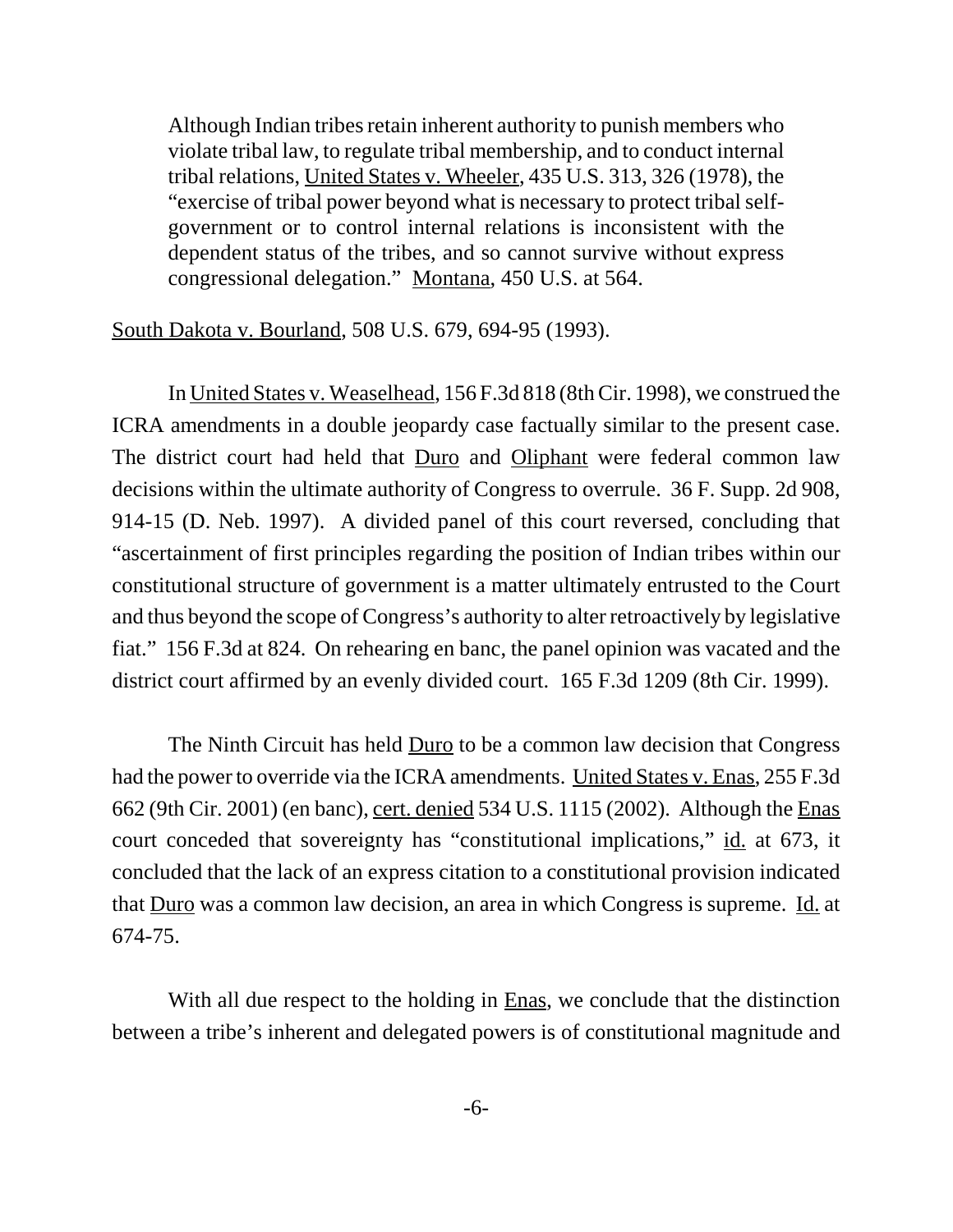> Although Indian tribes retain inherent authority to punish members who violate tribal law, to regulate tribal membership, and to conduct internal tribal relations, United States v. Wheeler, 435 U.S. 313, 326 (1978), the "exercise of tribal power beyond what is necessary to protect tribal self-government or to control internal relations is inconsistent with the dependent status of the tribes, and so cannot survive without express congressional delegation." Montana, 450 U.S. at 564.

South Dakota v. Bourland, 508 U.S. 679, 694-95 (1993).

In United States v. Weaselhead, 156 F.3d 818 (8th Cir. 1998), we construed the ICRA amendments in a double jeopardy case factually similar to the present case. The district court had held that Duro and Oliphant were federal common law decisions within the ultimate authority of Congress to overrule. 36 F. Supp. 2d 908, 914-15 (D. Neb. 1997). A divided panel of this court reversed, concluding that "ascertainment of first principles regarding the position of Indian tribes within our constitutional structure of government is a matter ultimately entrusted to the Court and thus beyond the scope of Congress's authority to alter retroactively by legislative fiat." 156 F.3d at 824. On rehearing en banc, the panel opinion was vacated and the district court affirmed by an evenly divided court. 165 F.3d 1209 (8th Cir. 1999).

The Ninth Circuit has held Duro to be a common law decision that Congress had the power to override via the ICRA amendments. United States v. Enas, 255 F.3d 662 (9th Cir. 2001) (en banc), cert. denied 534 U.S. 1115 (2002). Although the Enas court conceded that sovereignty has "constitutional implications," id. at 673, it concluded that the lack of an express citation to a constitutional provision indicated that Duro was a common law decision, an area in which Congress is supreme. Id. at 674-75.

With all due respect to the holding in Enas, we conclude that the distinction between a tribe's inherent and delegated powers is of constitutional magnitude and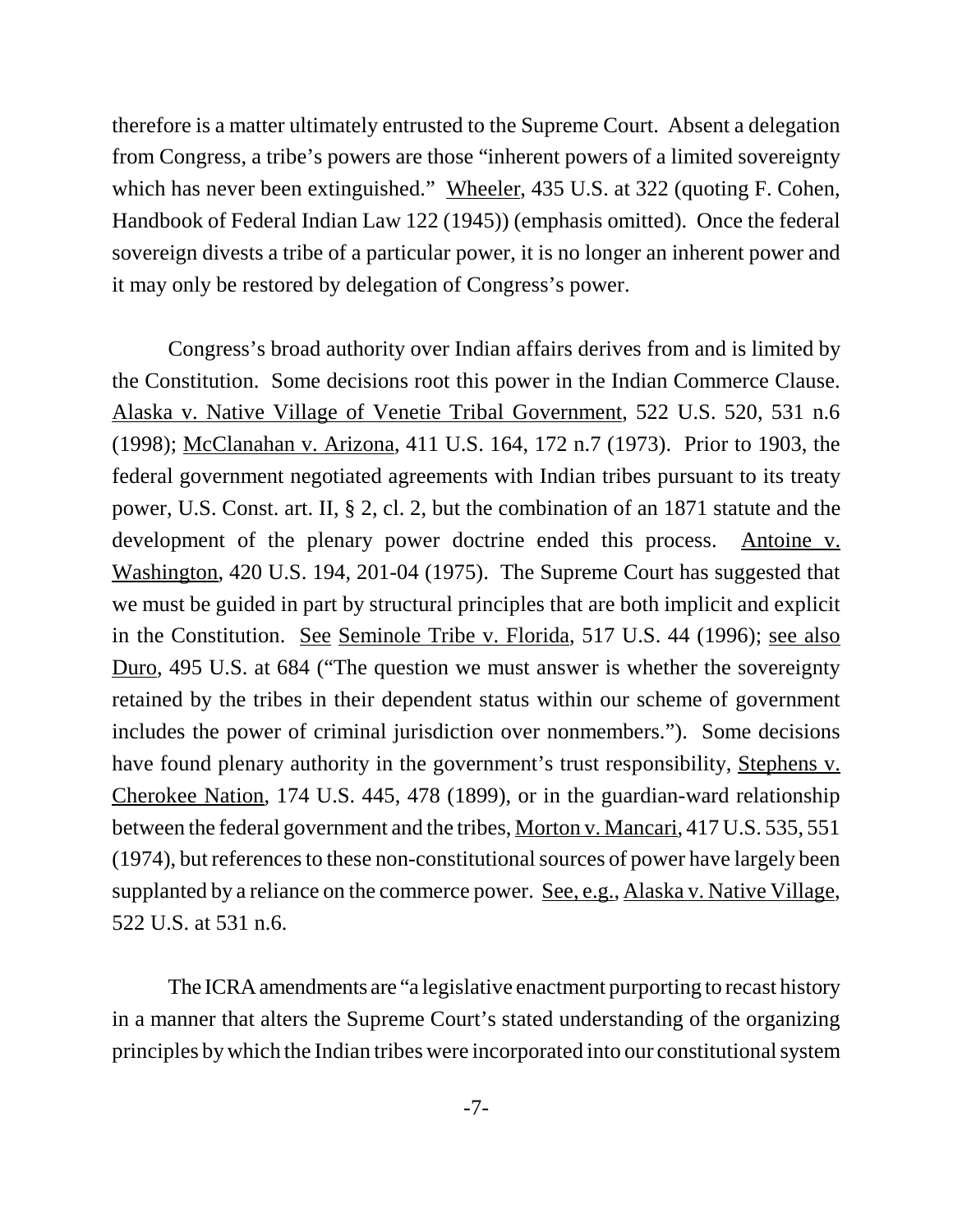therefore is a matter ultimately entrusted to the Supreme Court. Absent a delegation from Congress, a tribe's powers are those "inherent powers of a limited sovereignty which has never been extinguished." Wheeler, 435 U.S. at 322 (quoting F. Cohen, Handbook of Federal Indian Law 122 (1945)) (emphasis omitted). Once the federal sovereign divests a tribe of a particular power, it is no longer an inherent power and it may only be restored by delegation of Congress's power.

Congress's broad authority over Indian affairs derives from and is limited by the Constitution. Some decisions root this power in the Indian Commerce Clause. Alaska v. Native Village of Venetie Tribal Government, 522 U.S. 520, 531 n.6 (1998); McClanahan v. Arizona, 411 U.S. 164, 172 n.7 (1973). Prior to 1903, the federal government negotiated agreements with Indian tribes pursuant to its treaty power, U.S. Const. art. II, § 2, cl. 2, but the combination of an 1871 statute and the development of the plenary power doctrine ended this process. Antoine v. Washington, 420 U.S. 194, 201-04 (1975). The Supreme Court has suggested that we must be guided in part by structural principles that are both implicit and explicit in the Constitution. See Seminole Tribe v. Florida, 517 U.S. 44 (1996); see also Duro, 495 U.S. at 684 ("The question we must answer is whether the sovereignty retained by the tribes in their dependent status within our scheme of government includes the power of criminal jurisdiction over nonmembers."). Some decisions have found plenary authority in the government's trust responsibility, Stephens v. Cherokee Nation, 174 U.S. 445, 478 (1899), or in the guardian-ward relationship between the federal government and the tribes, Morton v. Mancari, 417 U.S. 535, 551 (1974), but references to these non-constitutional sources of power have largely been supplanted by a reliance on the commerce power. See, e.g., Alaska v. Native Village, 522 U.S. at 531 n.6.

The ICRA amendments are "a legislative enactment purporting to recast history in a manner that alters the Supreme Court's stated understanding of the organizing principles by which the Indian tribes were incorporated into our constitutional system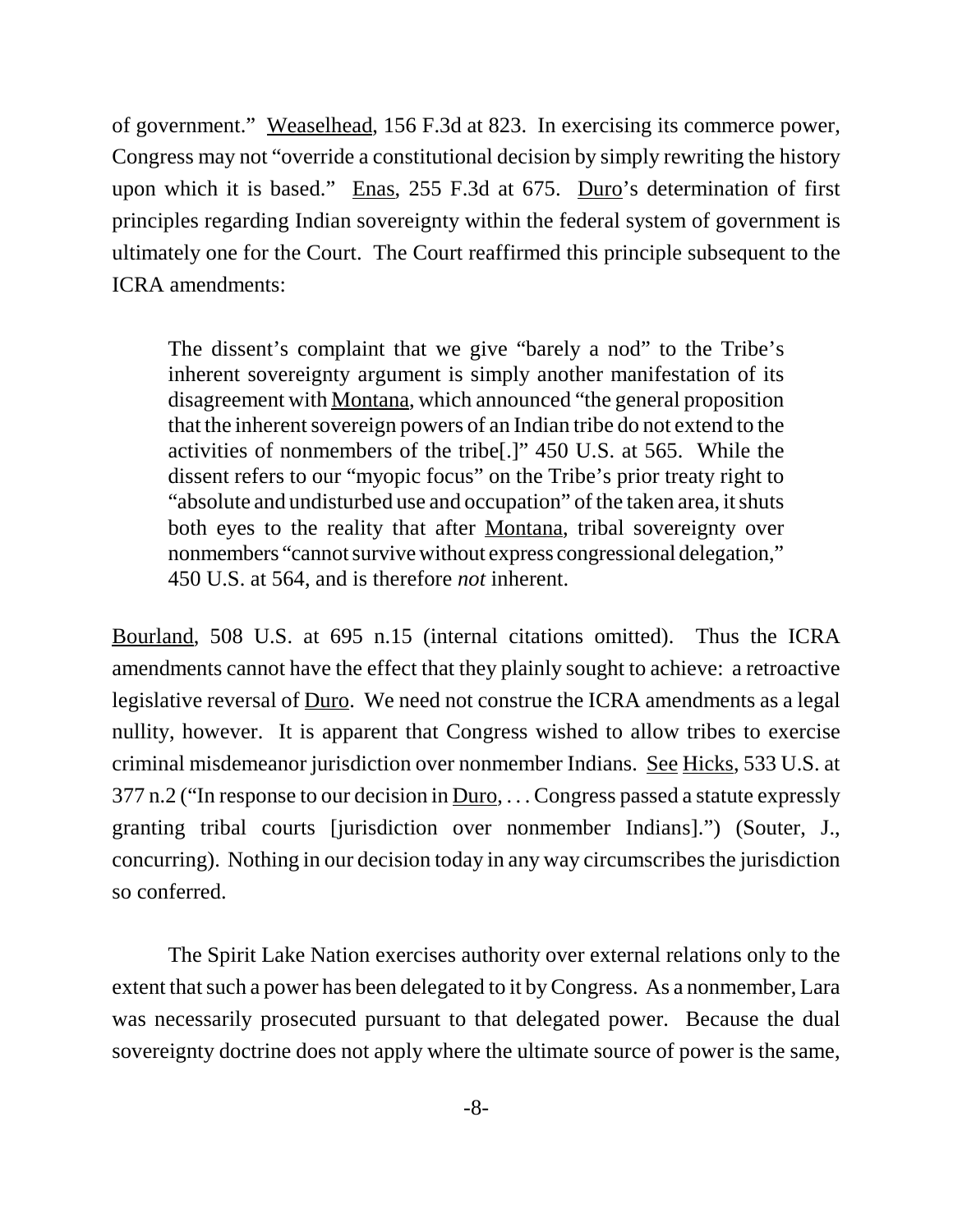of government." Weaselhead, 156 F.3d at 823. In exercising its commerce power, Congress may not "override a constitutional decision by simply rewriting the history upon which it is based." Enas, 255 F.3d at 675. Duro's determination of first principles regarding Indian sovereignty within the federal system of government is ultimately one for the Court. The Court reaffirmed this principle subsequent to the ICRA amendments:

> The dissent's complaint that we give "barely a nod" to the Tribe's inherent sovereignty argument is simply another manifestation of its disagreement with Montana, which announced "the general proposition that the inherent sovereign powers of an Indian tribe do not extend to the activities of nonmembers of the tribe[.]" 450 U.S. at 565. While the dissent refers to our "myopic focus" on the Tribe's prior treaty right to "absolute and undisturbed use and occupation" of the taken area, it shuts both eyes to the reality that after Montana, tribal sovereignty over nonmembers "cannot survive without express congressional delegation," 450 U.S. at 564, and is therefore *not* inherent.

Bourland, 508 U.S. at 695 n.15 (internal citations omitted). Thus the ICRA amendments cannot have the effect that they plainly sought to achieve: a retroactive legislative reversal of Duro. We need not construe the ICRA amendments as a legal nullity, however. It is apparent that Congress wished to allow tribes to exercise criminal misdemeanor jurisdiction over nonmember Indians. See Hicks, 533 U.S. at 377 n.2 ("In response to our decision in Duro, . . . Congress passed a statute expressly granting tribal courts [jurisdiction over nonmember Indians].") (Souter, J., concurring). Nothing in our decision today in any way circumscribes the jurisdiction so conferred.

The Spirit Lake Nation exercises authority over external relations only to the extent that such a power has been delegated to it by Congress. As a nonmember, Lara was necessarily prosecuted pursuant to that delegated power. Because the dual sovereignty doctrine does not apply where the ultimate source of power is the same,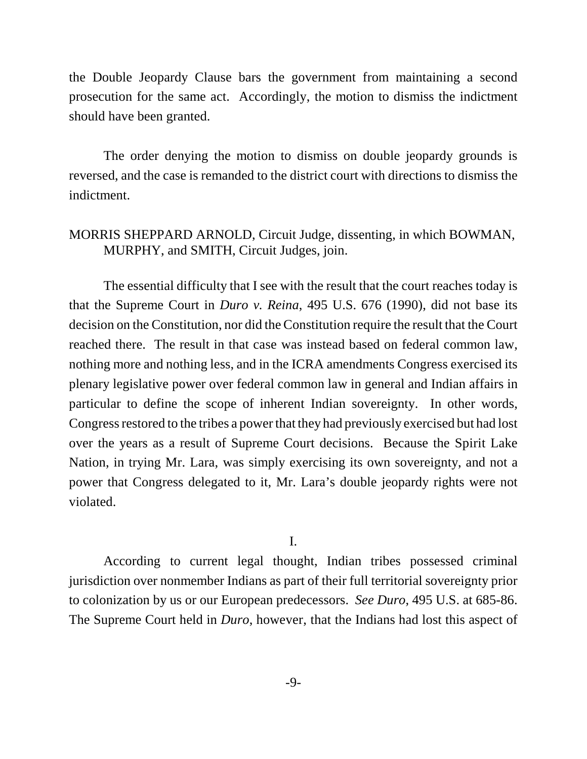the Double Jeopardy Clause bars the government from maintaining a second prosecution for the same act. Accordingly, the motion to dismiss the indictment should have been granted.

The order denying the motion to dismiss on double jeopardy grounds is reversed, and the case is remanded to the district court with directions to dismiss the indictment.

MORRIS SHEPPARD ARNOLD, Circuit Judge, dissenting, in which BOWMAN, MURPHY, and SMITH, Circuit Judges, join.

The essential difficulty that I see with the result that the court reaches today is that the Supreme Court in *Duro v. Reina*, 495 U.S. 676 (1990), did not base its decision on the Constitution, nor did the Constitution require the result that the Court reached there. The result in that case was instead based on federal common law, nothing more and nothing less, and in the ICRA amendments Congress exercised its plenary legislative power over federal common law in general and Indian affairs in particular to define the scope of inherent Indian sovereignty. In other words, Congress restored to the tribes a power that they had previously exercised but had lost over the years as a result of Supreme Court decisions. Because the Spirit Lake Nation, in trying Mr. Lara, was simply exercising its own sovereignty, and not a power that Congress delegated to it, Mr. Lara's double jeopardy rights were not violated.

I.

According to current legal thought, Indian tribes possessed criminal jurisdiction over nonmember Indians as part of their full territorial sovereignty prior to colonization by us or our European predecessors. *See Duro*, 495 U.S. at 685-86. The Supreme Court held in *Duro*, however, that the Indians had lost this aspect of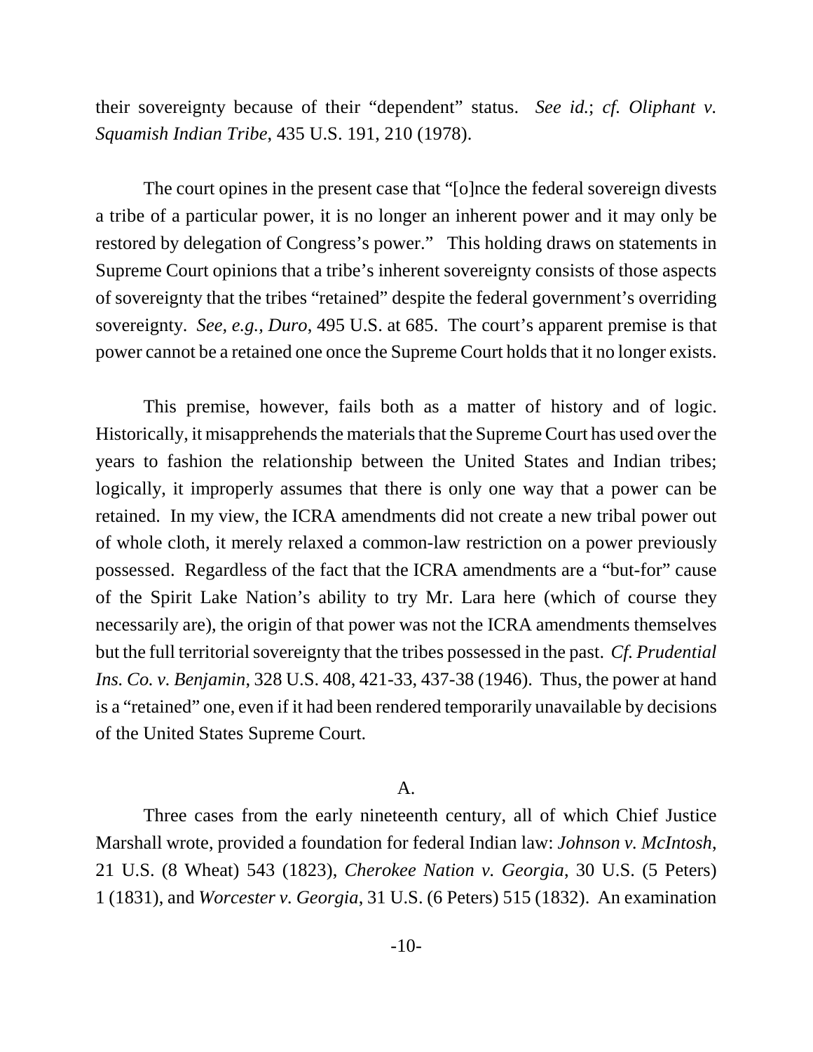their sovereignty because of their "dependent" status. *See id.*; *cf. Oliphant v. Squamish Indian Tribe*, 435 U.S. 191, 210 (1978).

The court opines in the present case that "[o]nce the federal sovereign divests a tribe of a particular power, it is no longer an inherent power and it may only be restored by delegation of Congress's power." This holding draws on statements in Supreme Court opinions that a tribe's inherent sovereignty consists of those aspects of sovereignty that the tribes "retained" despite the federal government's overriding sovereignty. *See, e.g., Duro*, 495 U.S. at 685. The court's apparent premise is that power cannot be a retained one once the Supreme Court holds that it no longer exists.

This premise, however, fails both as a matter of history and of logic. Historically, it misapprehends the materials that the Supreme Court has used over the years to fashion the relationship between the United States and Indian tribes; logically, it improperly assumes that there is only one way that a power can be retained. In my view, the ICRA amendments did not create a new tribal power out of whole cloth, it merely relaxed a common-law restriction on a power previously possessed. Regardless of the fact that the ICRA amendments are a "but-for" cause of the Spirit Lake Nation's ability to try Mr. Lara here (which of course they necessarily are), the origin of that power was not the ICRA amendments themselves but the full territorial sovereignty that the tribes possessed in the past. *Cf. Prudential Ins. Co. v. Benjamin*, 328 U.S. 408, 421-33, 437-38 (1946). Thus, the power at hand is a "retained" one, even if it had been rendered temporarily unavailable by decisions of the United States Supreme Court.

A.

Three cases from the early nineteenth century, all of which Chief Justice Marshall wrote, provided a foundation for federal Indian law: *Johnson v. McIntosh*, 21 U.S. (8 Wheat) 543 (1823), *Cherokee Nation v. Georgia*, 30 U.S. (5 Peters) 1 (1831), and *Worcester v. Georgia*, 31 U.S. (6 Peters) 515 (1832). An examination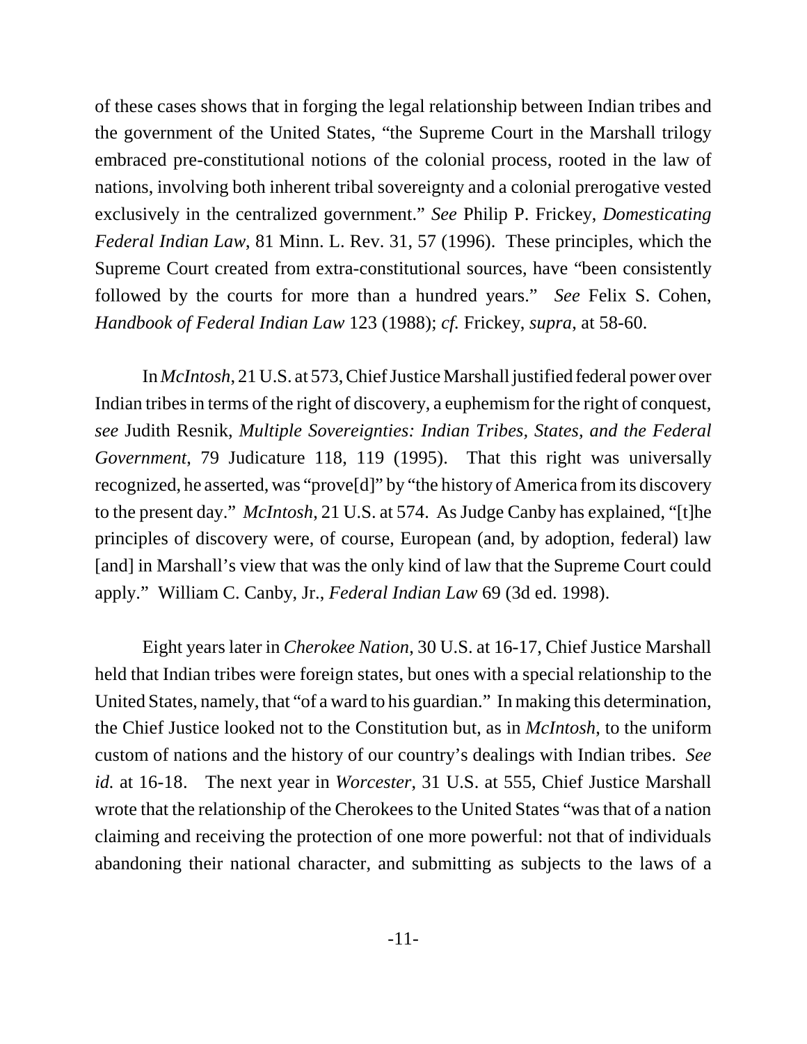of these cases shows that in forging the legal relationship between Indian tribes and the government of the United States, "the Supreme Court in the Marshall trilogy embraced pre-constitutional notions of the colonial process, rooted in the law of nations, involving both inherent tribal sovereignty and a colonial prerogative vested exclusively in the centralized government." *See* Philip P. Frickey, *Domesticating Federal Indian Law*, 81 Minn. L. Rev. 31, 57 (1996). These principles, which the Supreme Court created from extra-constitutional sources, have "been consistently followed by the courts for more than a hundred years." *See* Felix S. Cohen, *Handbook of Federal Indian Law* 123 (1988); *cf.* Frickey, *supra*, at 58-60.

In *McIntosh*, 21 U.S. at 573, Chief Justice Marshall justified federal power over Indian tribes in terms of the right of discovery, a euphemism for the right of conquest, *see* Judith Resnik, *Multiple Sovereignties: Indian Tribes, States, and the Federal Government*, 79 Judicature 118, 119 (1995). That this right was universally recognized, he asserted, was "prove[d]" by "the history of America from its discovery to the present day." *McIntosh*, 21 U.S. at 574. As Judge Canby has explained, "[t]he principles of discovery were, of course, European (and, by adoption, federal) law [and] in Marshall's view that was the only kind of law that the Supreme Court could apply." William C. Canby, Jr., *Federal Indian Law* 69 (3d ed. 1998).

Eight years later in *Cherokee Nation*, 30 U.S. at 16-17, Chief Justice Marshall held that Indian tribes were foreign states, but ones with a special relationship to the United States, namely, that "of a ward to his guardian." In making this determination, the Chief Justice looked not to the Constitution but, as in *McIntosh*, to the uniform custom of nations and the history of our country's dealings with Indian tribes. *See id.* at 16-18. The next year in *Worcester*, 31 U.S. at 555, Chief Justice Marshall wrote that the relationship of the Cherokees to the United States "was that of a nation claiming and receiving the protection of one more powerful: not that of individuals abandoning their national character, and submitting as subjects to the laws of a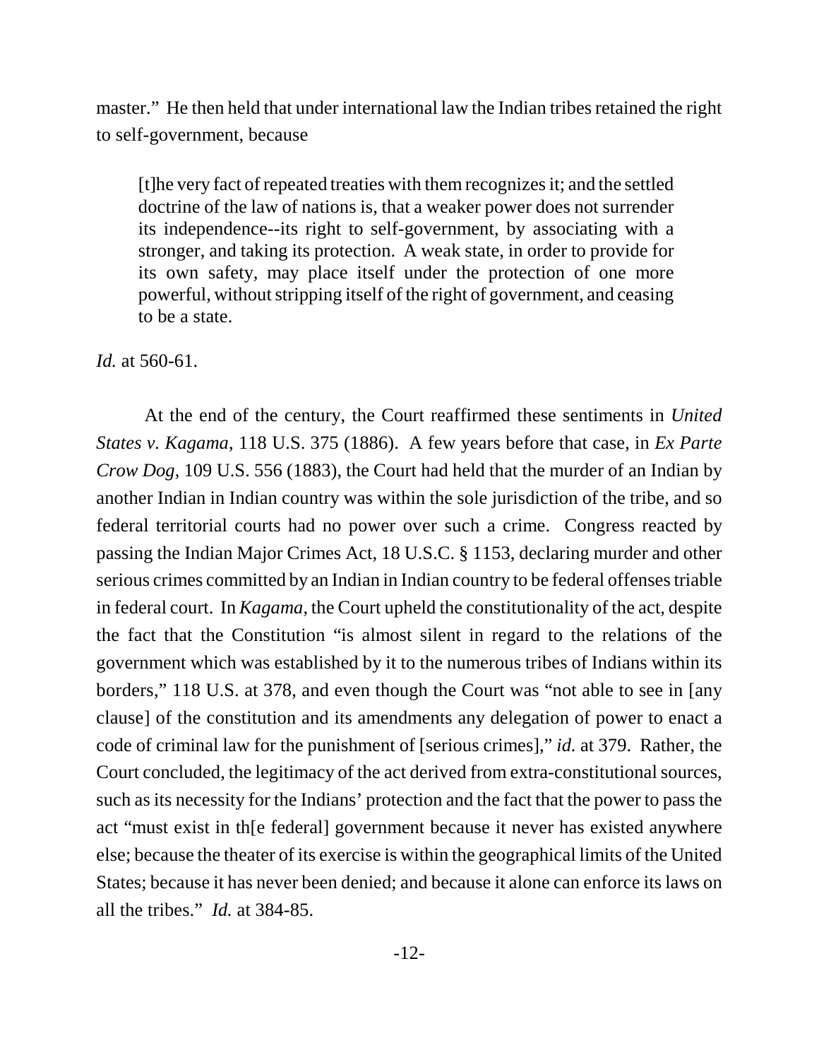master." He then held that under international law the Indian tribes retained the right to self-government, because

> [t]he very fact of repeated treaties with them recognizes it; and the settled doctrine of the law of nations is, that a weaker power does not surrender its independence--its right to self-government, by associating with a stronger, and taking its protection. A weak state, in order to provide for its own safety, may place itself under the protection of one more powerful, without stripping itself of the right of government, and ceasing to be a state.

*Id.* at 560-61.

At the end of the century, the Court reaffirmed these sentiments in *United States v. Kagama*, 118 U.S. 375 (1886). A few years before that case, in *Ex Parte Crow Dog*, 109 U.S. 556 (1883), the Court had held that the murder of an Indian by another Indian in Indian country was within the sole jurisdiction of the tribe, and so federal territorial courts had no power over such a crime. Congress reacted by passing the Indian Major Crimes Act, 18 U.S.C. § 1153, declaring murder and other serious crimes committed by an Indian in Indian country to be federal offenses triable in federal court. In *Kagama*, the Court upheld the constitutionality of the act, despite the fact that the Constitution "is almost silent in regard to the relations of the government which was established by it to the numerous tribes of Indians within its borders," 118 U.S. at 378, and even though the Court was "not able to see in [any clause] of the constitution and its amendments any delegation of power to enact a code of criminal law for the punishment of [serious crimes]," *id.* at 379. Rather, the Court concluded, the legitimacy of the act derived from extra-constitutional sources, such as its necessity for the Indians' protection and the fact that the power to pass the act "must exist in th[e federal] government because it never has existed anywhere else; because the theater of its exercise is within the geographical limits of the United States; because it has never been denied; and because it alone can enforce its laws on all the tribes." *Id.* at 384-85.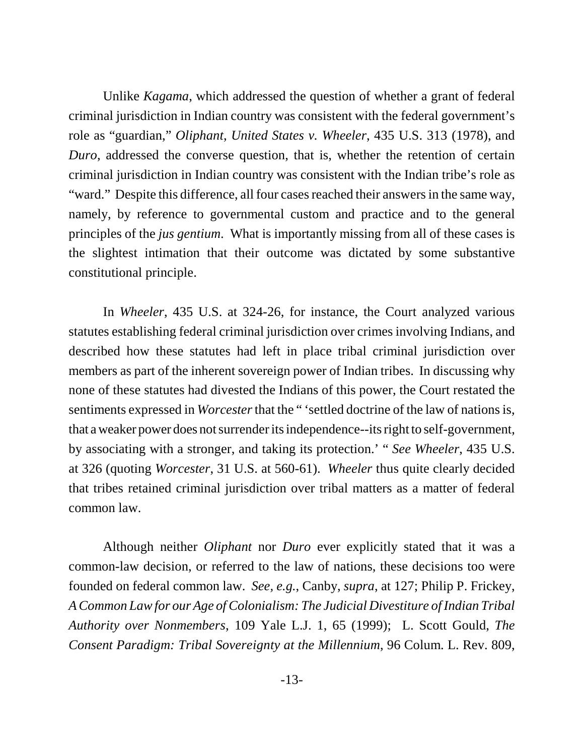Unlike *Kagama*, which addressed the question of whether a grant of federal criminal jurisdiction in Indian country was consistent with the federal government's role as "guardian," *Oliphant*, *United States v. Wheeler*, 435 U.S. 313 (1978), and *Duro*, addressed the converse question, that is, whether the retention of certain criminal jurisdiction in Indian country was consistent with the Indian tribe's role as "ward." Despite this difference, all four cases reached their answers in the same way, namely, by reference to governmental custom and practice and to the general principles of the *jus gentium*. What is importantly missing from all of these cases is the slightest intimation that their outcome was dictated by some substantive constitutional principle.

In *Wheeler*, 435 U.S. at 324-26, for instance, the Court analyzed various statutes establishing federal criminal jurisdiction over crimes involving Indians, and described how these statutes had left in place tribal criminal jurisdiction over members as part of the inherent sovereign power of Indian tribes. In discussing why none of these statutes had divested the Indians of this power, the Court restated the sentiments expressed in *Worcester* that the " 'settled doctrine of the law of nations is, that a weaker power does not surrender its independence--its right to self-government, by associating with a stronger, and taking its protection.' " *See Wheeler*, 435 U.S. at 326 (quoting *Worcester*, 31 U.S. at 560-61). *Wheeler* thus quite clearly decided that tribes retained criminal jurisdiction over tribal matters as a matter of federal common law.

Although neither *Oliphant* nor *Duro* ever explicitly stated that it was a common-law decision, or referred to the law of nations, these decisions too were founded on federal common law. *See, e.g.*, Canby, *supra*, at 127; Philip P. Frickey, *A Common Law for our Age of Colonialism: The Judicial Divestiture of Indian Tribal Authority over Nonmembers*, 109 Yale L.J. 1, 65 (1999); L. Scott Gould, *The Consent Paradigm: Tribal Sovereignty at the Millennium*, 96 Colum. L. Rev. 809,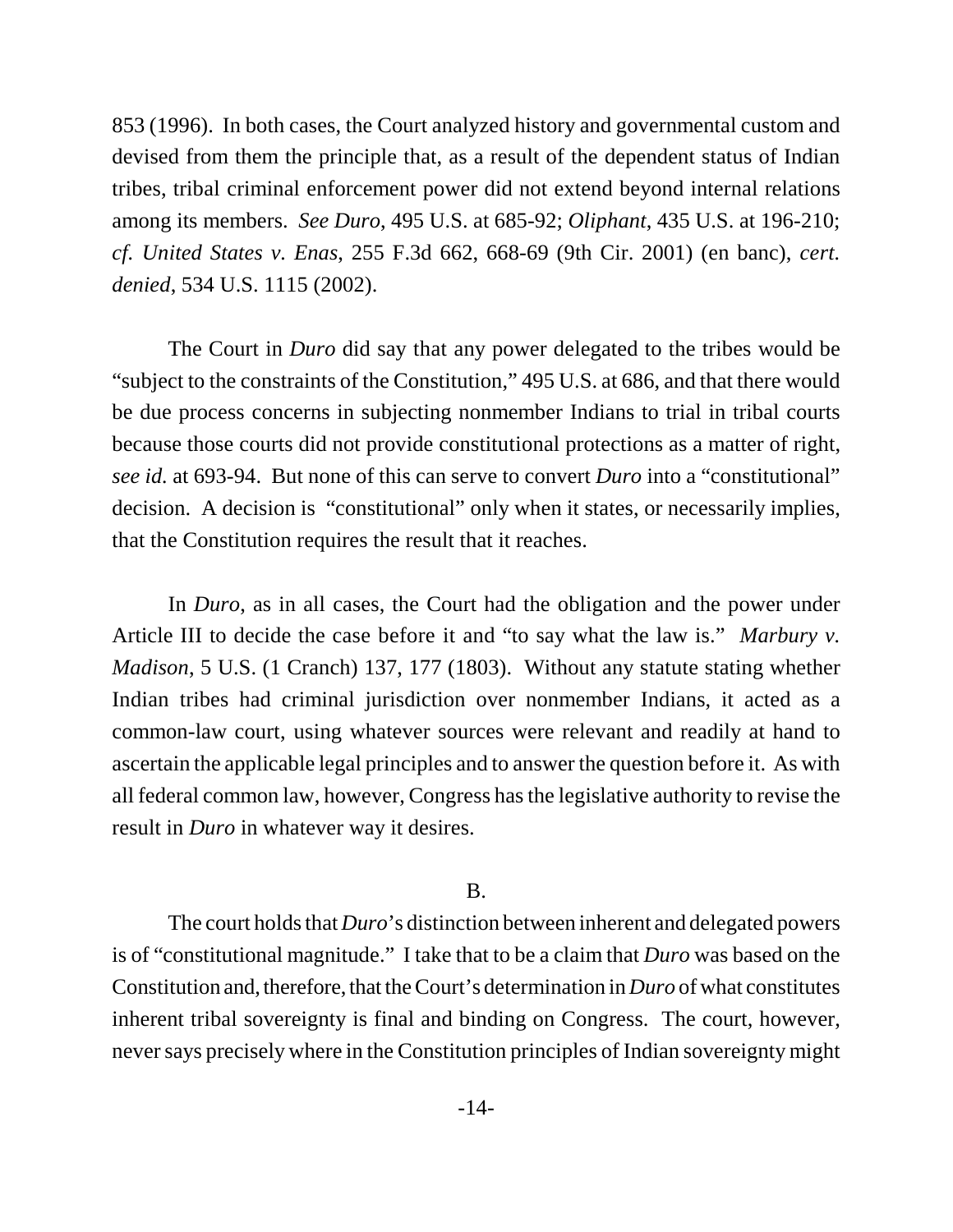853 (1996). In both cases, the Court analyzed history and governmental custom and devised from them the principle that, as a result of the dependent status of Indian tribes, tribal criminal enforcement power did not extend beyond internal relations among its members. *See Duro*, 495 U.S. at 685-92; *Oliphant*, 435 U.S. at 196-210; *cf. United States v. Enas*, 255 F.3d 662, 668-69 (9th Cir. 2001) (en banc), *cert. denied*, 534 U.S. 1115 (2002).

The Court in *Duro* did say that any power delegated to the tribes would be "subject to the constraints of the Constitution," 495 U.S. at 686, and that there would be due process concerns in subjecting nonmember Indians to trial in tribal courts because those courts did not provide constitutional protections as a matter of right, *see id.* at 693-94. But none of this can serve to convert *Duro* into a "constitutional" decision. A decision is "constitutional" only when it states, or necessarily implies, that the Constitution requires the result that it reaches.

In *Duro*, as in all cases, the Court had the obligation and the power under Article III to decide the case before it and "to say what the law is." *Marbury v. Madison*, 5 U.S. (1 Cranch) 137, 177 (1803). Without any statute stating whether Indian tribes had criminal jurisdiction over nonmember Indians, it acted as a common-law court, using whatever sources were relevant and readily at hand to ascertain the applicable legal principles and to answer the question before it. As with all federal common law, however, Congress has the legislative authority to revise the result in *Duro* in whatever way it desires.

B.

The court holds that *Duro*'s distinction between inherent and delegated powers is of "constitutional magnitude." I take that to be a claim that *Duro* was based on the Constitution and, therefore, that the Court's determination in *Duro* of what constitutes inherent tribal sovereignty is final and binding on Congress. The court, however, never says precisely where in the Constitution principles of Indian sovereignty might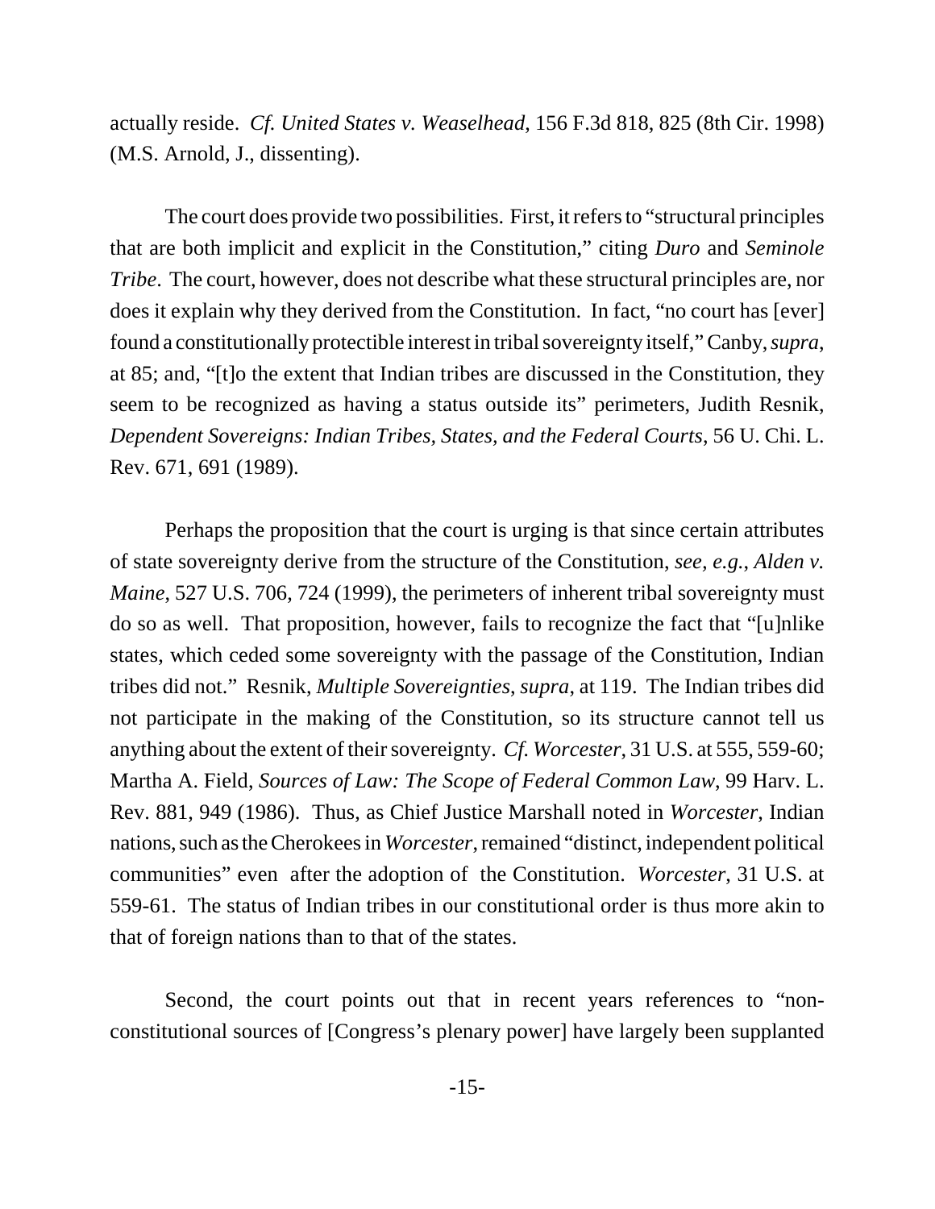actually reside. *Cf. United States v. Weaselhead*, 156 F.3d 818, 825 (8th Cir. 1998) (M.S. Arnold, J., dissenting).

The court does provide two possibilities. First, it refers to "structural principles that are both implicit and explicit in the Constitution," citing *Duro* and *Seminole Tribe*. The court, however, does not describe what these structural principles are, nor does it explain why they derived from the Constitution. In fact, "no court has [ever] found a constitutionally protectible interest in tribal sovereignty itself," Canby, *supra*, at 85; and, "[t]o the extent that Indian tribes are discussed in the Constitution, they seem to be recognized as having a status outside its" perimeters, Judith Resnik, *Dependent Sovereigns: Indian Tribes, States, and the Federal Courts*, 56 U. Chi. L. Rev. 671, 691 (1989).

Perhaps the proposition that the court is urging is that since certain attributes of state sovereignty derive from the structure of the Constitution, *see, e.g., Alden v. Maine*, 527 U.S. 706, 724 (1999), the perimeters of inherent tribal sovereignty must do so as well. That proposition, however, fails to recognize the fact that "[u]nlike states, which ceded some sovereignty with the passage of the Constitution, Indian tribes did not." Resnik, *Multiple Sovereignties*, *supra*, at 119. The Indian tribes did not participate in the making of the Constitution, so its structure cannot tell us anything about the extent of their sovereignty. *Cf. Worcester*, 31 U.S. at 555, 559-60; Martha A. Field, *Sources of Law: The Scope of Federal Common Law*, 99 Harv. L. Rev. 881, 949 (1986). Thus, as Chief Justice Marshall noted in *Worcester*, Indian nations, such as the Cherokees in *Worcester*, remained "distinct, independent political communities" even after the adoption of the Constitution. *Worcester*, 31 U.S. at 559-61. The status of Indian tribes in our constitutional order is thus more akin to that of foreign nations than to that of the states.

Second, the court points out that in recent years references to "non-constitutional sources of [Congress's plenary power] have largely been supplanted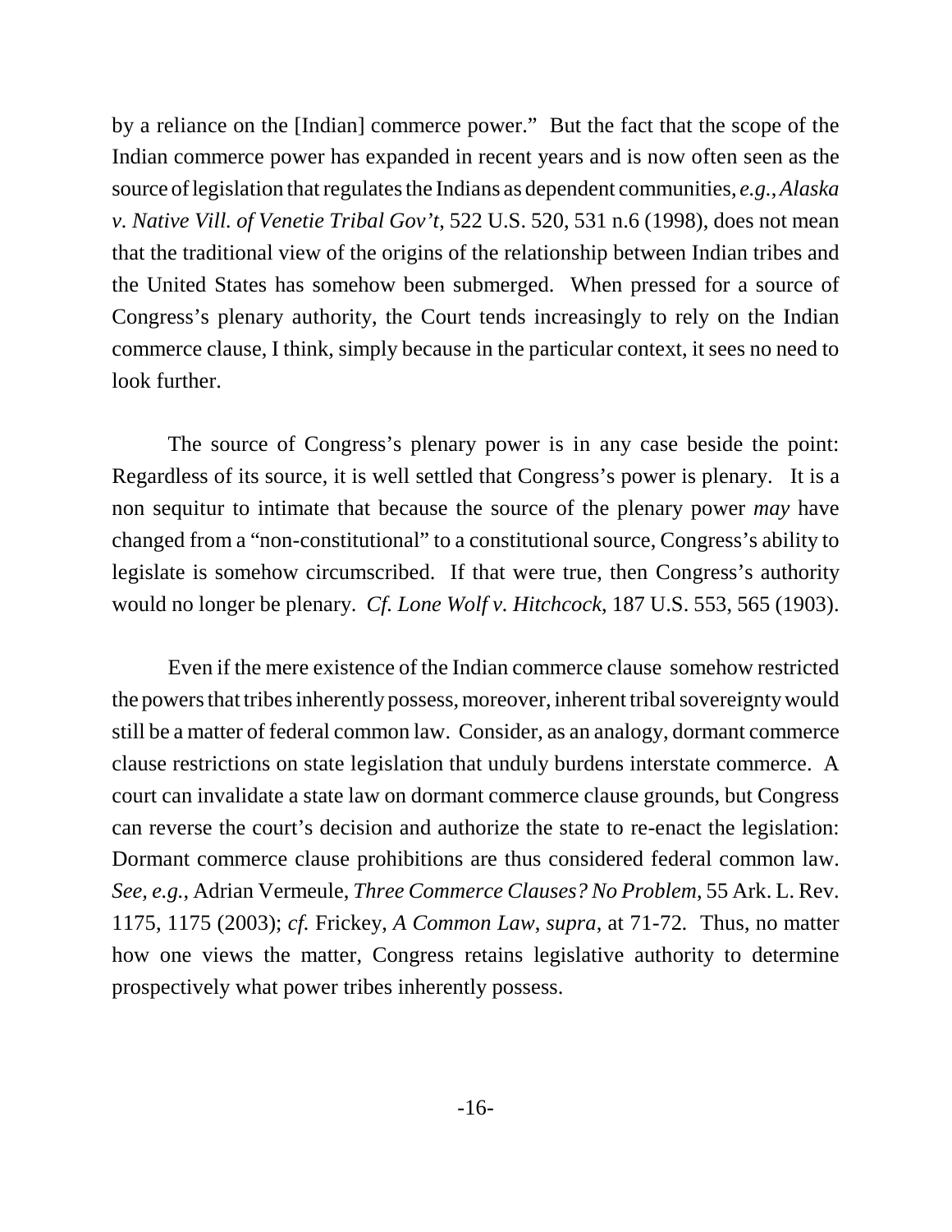by a reliance on the [Indian] commerce power." But the fact that the scope of the Indian commerce power has expanded in recent years and is now often seen as the source of legislation that regulates the Indians as dependent communities, *e.g.*, *Alaska v. Native Vill. of Venetie Tribal Gov't*, 522 U.S. 520, 531 n.6 (1998), does not mean that the traditional view of the origins of the relationship between Indian tribes and the United States has somehow been submerged. When pressed for a source of Congress's plenary authority, the Court tends increasingly to rely on the Indian commerce clause, I think, simply because in the particular context, it sees no need to look further.

The source of Congress's plenary power is in any case beside the point: Regardless of its source, it is well settled that Congress's power is plenary. It is a non sequitur to intimate that because the source of the plenary power *may* have changed from a "non-constitutional" to a constitutional source, Congress's ability to legislate is somehow circumscribed. If that were true, then Congress's authority would no longer be plenary. *Cf. Lone Wolf v. Hitchcock*, 187 U.S. 553, 565 (1903).

Even if the mere existence of the Indian commerce clause somehow restricted the powers that tribes inherently possess, moreover, inherent tribal sovereignty would still be a matter of federal common law. Consider, as an analogy, dormant commerce clause restrictions on state legislation that unduly burdens interstate commerce. A court can invalidate a state law on dormant commerce clause grounds, but Congress can reverse the court's decision and authorize the state to re-enact the legislation: Dormant commerce clause prohibitions are thus considered federal common law. *See, e.g.*, Adrian Vermeule, *Three Commerce Clauses? No Problem*, 55 Ark. L. Rev. 1175, 1175 (2003); *cf.* Frickey, *A Common Law*, *supra*, at 71-72. Thus, no matter how one views the matter, Congress retains legislative authority to determine prospectively what power tribes inherently possess.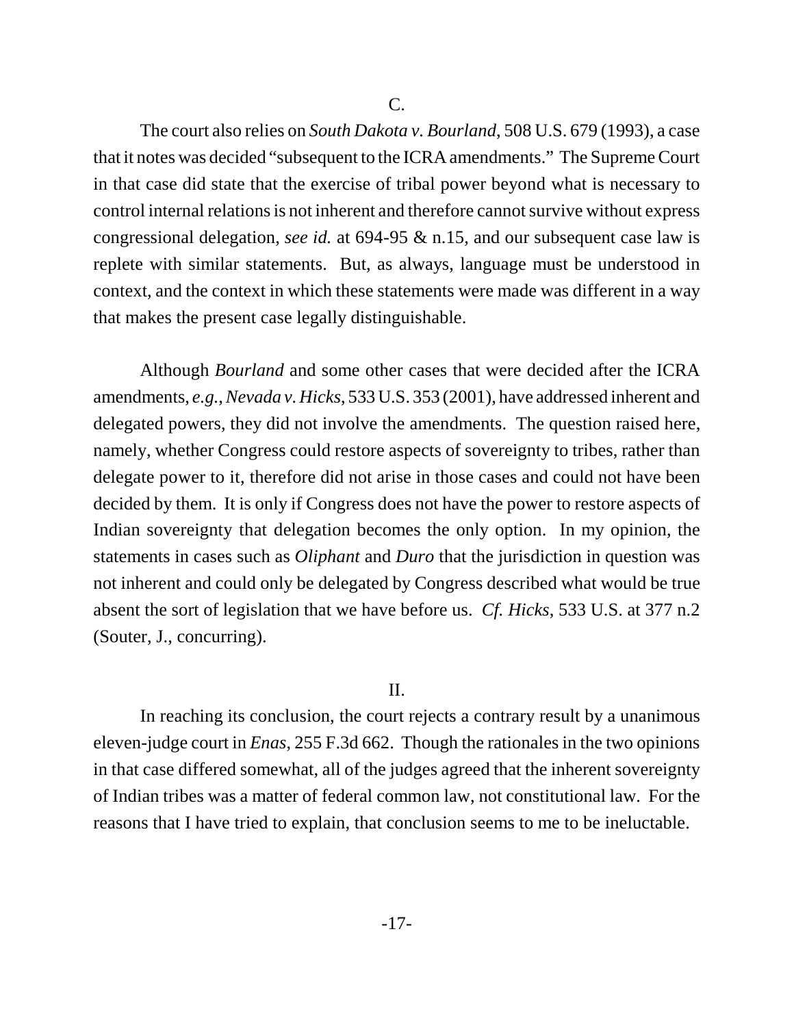C.

The court also relies on *South Dakota v. Bourland*, 508 U.S. 679 (1993), a case that it notes was decided "subsequent to the ICRA amendments." The Supreme Court in that case did state that the exercise of tribal power beyond what is necessary to control internal relations is not inherent and therefore cannot survive without express congressional delegation, *see id.* at 694-95 & n.15, and our subsequent case law is replete with similar statements. But, as always, language must be understood in context, and the context in which these statements were made was different in a way that makes the present case legally distinguishable.

Although *Bourland* and some other cases that were decided after the ICRA amendments, *e.g.*, *Nevada v. Hicks*, 533 U.S. 353 (2001), have addressed inherent and delegated powers, they did not involve the amendments. The question raised here, namely, whether Congress could restore aspects of sovereignty to tribes, rather than delegate power to it, therefore did not arise in those cases and could not have been decided by them. It is only if Congress does not have the power to restore aspects of Indian sovereignty that delegation becomes the only option. In my opinion, the statements in cases such as *Oliphant* and *Duro* that the jurisdiction in question was not inherent and could only be delegated by Congress described what would be true absent the sort of legislation that we have before us. *Cf. Hicks*, 533 U.S. at 377 n.2 (Souter, J., concurring).

II.

In reaching its conclusion, the court rejects a contrary result by a unanimous eleven-judge court in *Enas*, 255 F.3d 662. Though the rationales in the two opinions in that case differed somewhat, all of the judges agreed that the inherent sovereignty of Indian tribes was a matter of federal common law, not constitutional law. For the reasons that I have tried to explain, that conclusion seems to me to be ineluctable.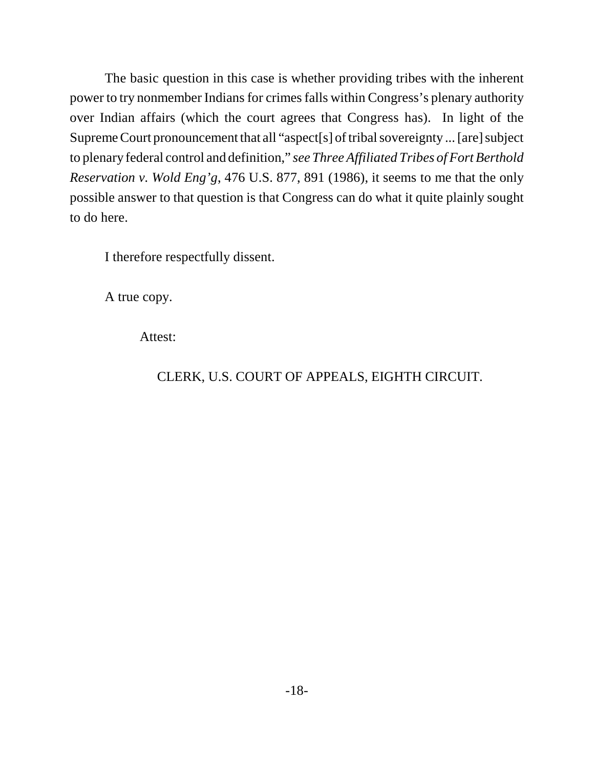The basic question in this case is whether providing tribes with the inherent power to try nonmember Indians for crimes falls within Congress's plenary authority over Indian affairs (which the court agrees that Congress has). In light of the Supreme Court pronouncement that all "aspect[s] of tribal sovereignty ... [are] subject to plenary federal control and definition," *see Three Affiliated Tribes of Fort Berthold Reservation v. Wold Eng'g*, 476 U.S. 877, 891 (1986), it seems to me that the only possible answer to that question is that Congress can do what it quite plainly sought to do here.

I therefore respectfully dissent.

A true copy.

Attest:

CLERK, U.S. COURT OF APPEALS, EIGHTH CIRCUIT.